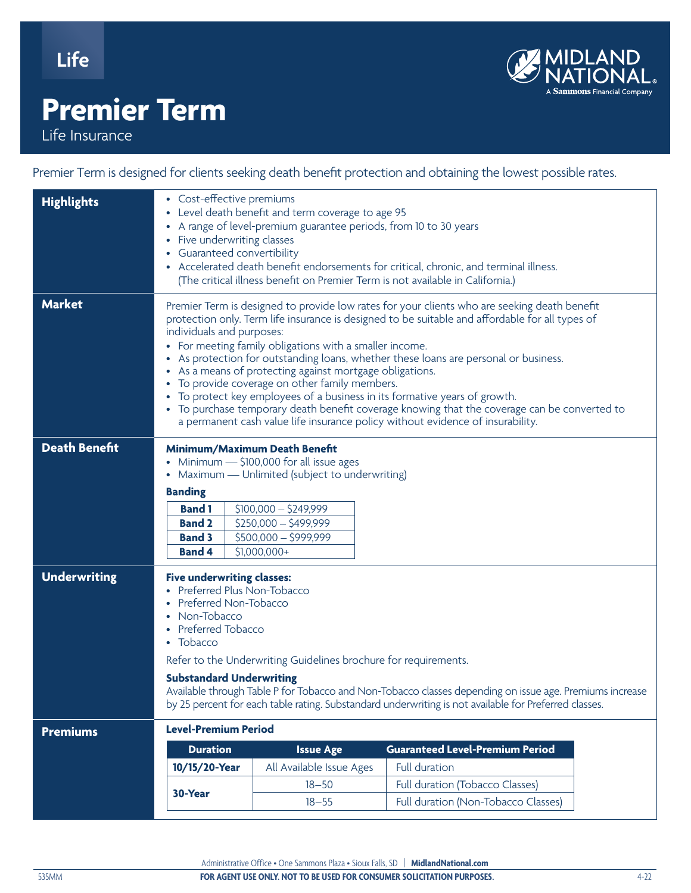Life

# Premier Term

Life Insurance

Premier Term is designed for clients seeking death benefit protection and obtaining the lowest possible rates.

## Highlights

- Cost-effective premiums
- Level death benefit and term coverage to age 95
- A range of level-premium guarantee periods, from 10 to 30 years
- Five underwriting classes
- Guaranteed convertibility
- Accelerated death benefit endorsements for critical, chronic, and terminal illness. (The critical illness benefit on Premier Term is not available in California.)

## Market

Premier Term is designed to provide low rates for your clients who are seeking death benefit protection only. Term life insurance is designed to be suitable and affordable for all types of individuals and purposes:

- For meeting family obligations with a smaller income.
- As protection for outstanding loans, whether these loans are personal or business.
- As a means of protecting against mortgage obligations.
- To provide coverage on other family members.
- To protect key employees of a business in its formative years of growth.
- To purchase temporary death benefit coverage knowing that the coverage can be converted to a permanent cash value life insurance policy without evidence of insurability.

## Death Benefit

**Minimum/Maximum Death Benefit**

- Minimum — $100,000 for all issue ages
- Maximum — Unlimited (subject to underwriting)

**Banding**

| Band | Amount |
|---|---|
| **Band 1** | $100,000 – $249,999 |
| **Band 2** | $250,000 – $499,999 |
| **Band 3** | $500,000 – $999,999 |
| **Band 4** | $1,000,000+ |

## Underwriting

**Five underwriting classes:**

- Preferred Plus Non-Tobacco
- Preferred Non-Tobacco
- Non-Tobacco
- Preferred Tobacco
- Tobacco

Refer to the Underwriting Guidelines brochure for requirements.

**Substandard Underwriting**

Available through Table P for Tobacco and Non-Tobacco classes depending on issue age. Premiums increase by 25 percent for each table rating. Substandard underwriting is not available for Preferred classes.

## Premiums

**Level-Premium Period**

| Duration | Issue Age | Guaranteed Level-Premium Period |
|---|---|---|
| **10/15/20-Year** | All Available Issue Ages | Full duration |
| **30-Year** | 18–50 | Full duration (Tobacco Classes) |
| | 18–55 | Full duration (Non-Tobacco Classes) |

Administrative Office • One Sammons Plaza • Sioux Falls, SD | **MidlandNational.com**

535MM **FOR AGENT USE ONLY. NOT TO BE USED FOR CONSUMER SOLICITATION PURPOSES.** 4-22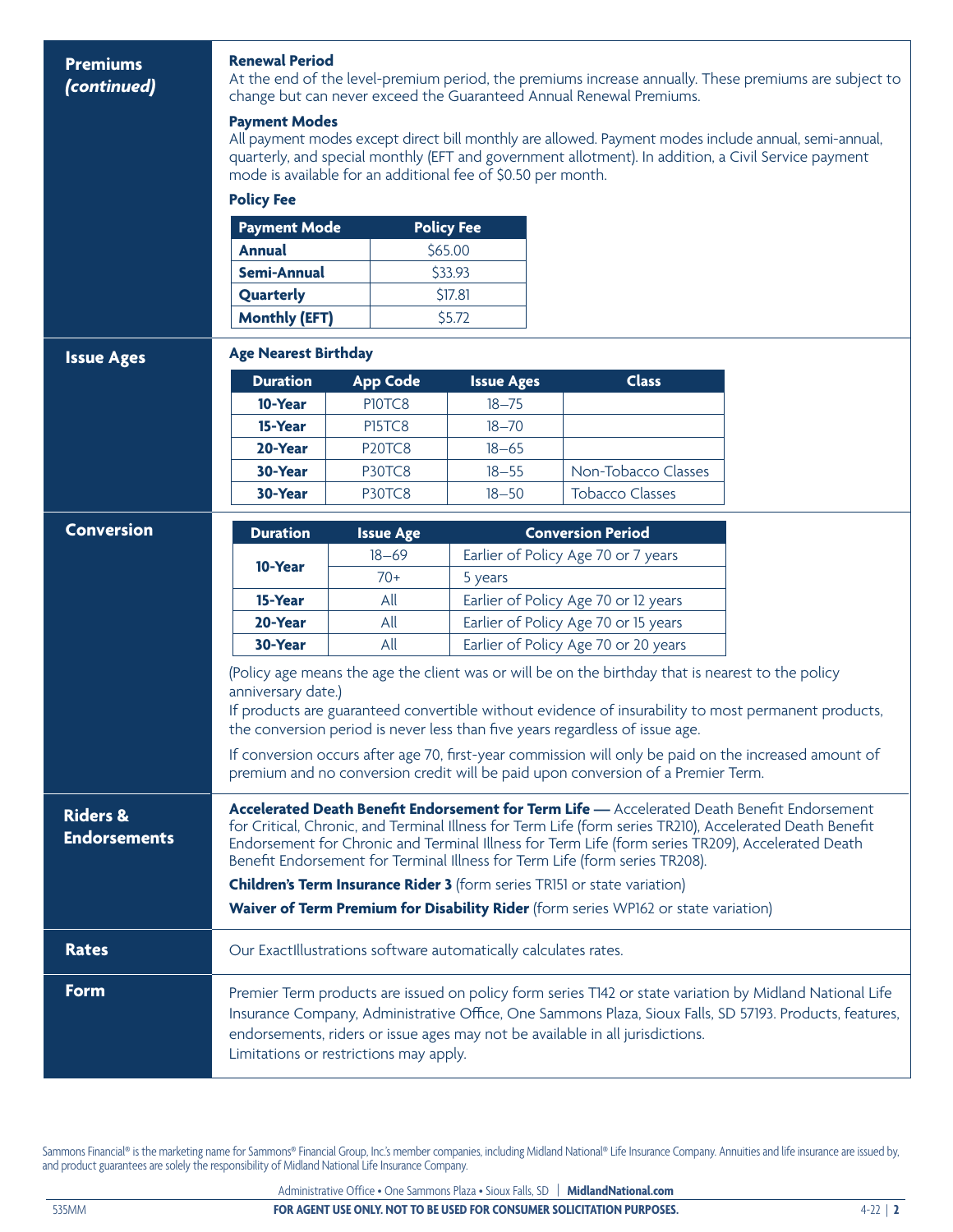## Premiums *(continued)*

**Renewal Period**

At the end of the level-premium period, the premiums increase annually. These premiums are subject to change but can never exceed the Guaranteed Annual Renewal Premiums.

**Payment Modes**

All payment modes except direct bill monthly are allowed. Payment modes include annual, semi-annual, quarterly, and special monthly (EFT and government allotment). In addition, a Civil Service payment mode is available for an additional fee of $0.50 per month.

**Policy Fee**

| Payment Mode | Policy Fee |
|---|---|
| **Annual** | $65.00 |
| **Semi-Annual** | $33.93 |
| **Quarterly** | $17.81 |
| **Monthly (EFT)** | $5.72 |

## Issue Ages

**Age Nearest Birthday**

| Duration | App Code | Issue Ages | Class |
|---|---|---|---|
| **10-Year** | P10TC8 | 18–75 | |
| **15-Year** | P15TC8 | 18–70 | |
| **20-Year** | P20TC8 | 18–65 | |
| **30-Year** | P30TC8 | 18–55 | Non-Tobacco Classes |
| **30-Year** | P30TC8 | 18–50 | Tobacco Classes |

## Conversion

| Duration | Issue Age | Conversion Period |
|---|---|---|
| **10-Year** | 18–69 | Earlier of Policy Age 70 or 7 years |
| | 70+ | 5 years |
| **15-Year** | All | Earlier of Policy Age 70 or 12 years |
| **20-Year** | All | Earlier of Policy Age 70 or 15 years |
| **30-Year** | All | Earlier of Policy Age 70 or 20 years |

(Policy age means the age the client was or will be on the birthday that is nearest to the policy anniversary date.)
If products are guaranteed convertible without evidence of insurability to most permanent products, the conversion period is never less than five years regardless of issue age.

If conversion occurs after age 70, first-year commission will only be paid on the increased amount of premium and no conversion credit will be paid upon conversion of a Premier Term.

## Riders & Endorsements

**Accelerated Death Benefit Endorsement for Term Life —** Accelerated Death Benefit Endorsement for Critical, Chronic, and Terminal Illness for Term Life (form series TR210), Accelerated Death Benefit Endorsement for Chronic and Terminal Illness for Term Life (form series TR209), Accelerated Death Benefit Endorsement for Terminal Illness for Term Life (form series TR208).

**Children's Term Insurance Rider 3** (form series TR151 or state variation)

**Waiver of Term Premium for Disability Rider** (form series WP162 or state variation)

## Rates

Our ExactIllustrations software automatically calculates rates.

## Form

Premier Term products are issued on policy form series T142 or state variation by Midland National Life Insurance Company, Administrative Office, One Sammons Plaza, Sioux Falls, SD 57193. Products, features, endorsements, riders or issue ages may not be available in all jurisdictions.
Limitations or restrictions may apply.

Sammons Financial® is the marketing name for Sammons® Financial Group, Inc.'s member companies, including Midland National® Life Insurance Company. Annuities and life insurance are issued by, and product guarantees are solely the responsibility of Midland National Life Insurance Company.

Administrative Office • One Sammons Plaza • Sioux Falls, SD | **MidlandNational.com**

535MM **FOR AGENT USE ONLY. NOT TO BE USED FOR CONSUMER SOLICITATION PURPOSES.** 4-22